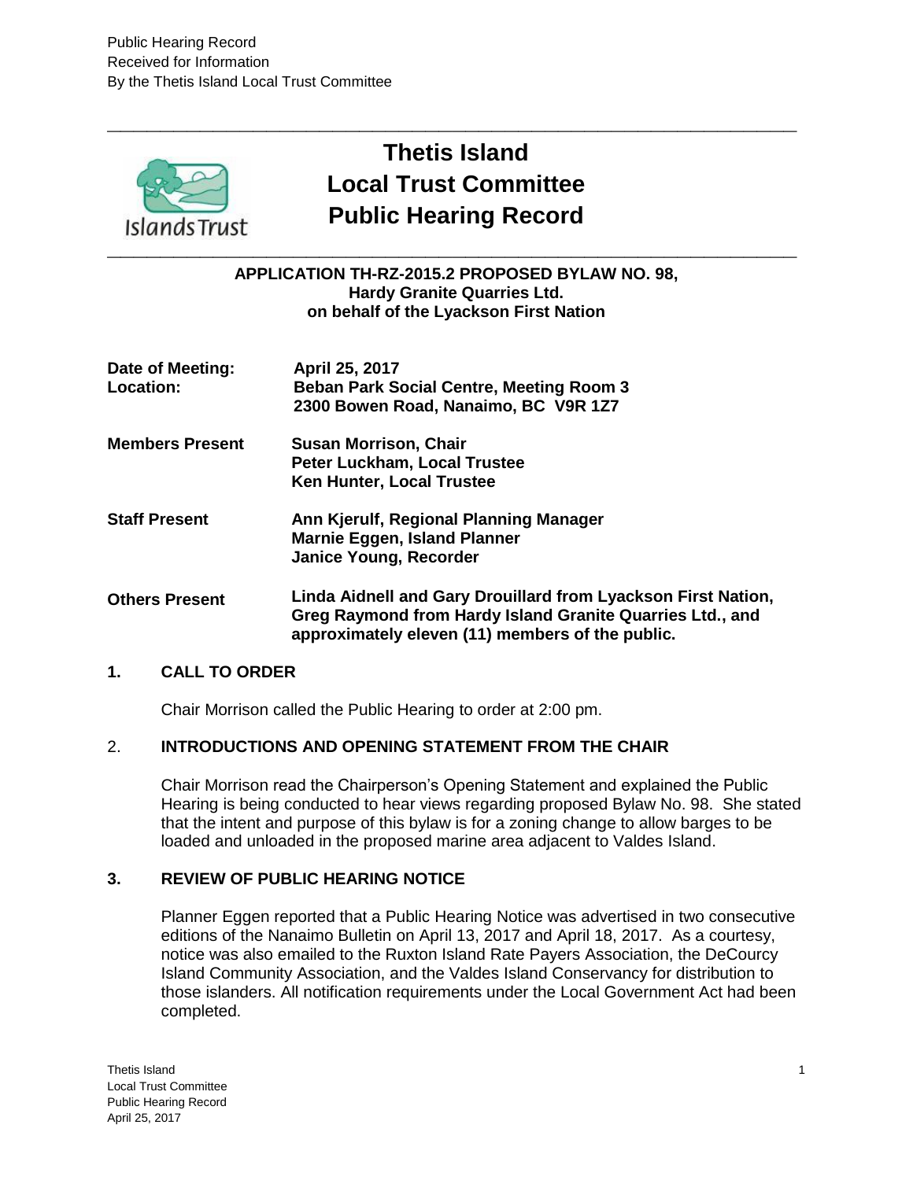Public Hearing Record
Received for Information
By the Thetis Island Local Trust Committee

# Thetis Island Local Trust Committee Public Hearing Record

**APPLICATION TH-RZ-2015.2 PROPOSED BYLAW NO. 98,**
**Hardy Granite Quarries Ltd.**
**on behalf of the Lyackson First Nation**

**Date of Meeting:** April 25, 2017
**Location:** Beban Park Social Centre, Meeting Room 3
2300 Bowen Road, Nanaimo, BC V9R 1Z7

**Members Present**
Susan Morrison, Chair
Peter Luckham, Local Trustee
Ken Hunter, Local Trustee

**Staff Present**
Ann Kjerulf, Regional Planning Manager
Marnie Eggen, Island Planner
Janice Young, Recorder

**Others Present**
Linda Aidnell and Gary Drouillard from Lyackson First Nation, Greg Raymond from Hardy Island Granite Quarries Ltd., and approximately eleven (11) members of the public.

## 1. CALL TO ORDER

Chair Morrison called the Public Hearing to order at 2:00 pm.

## 2. INTRODUCTIONS AND OPENING STATEMENT FROM THE CHAIR

Chair Morrison read the Chairperson's Opening Statement and explained the Public Hearing is being conducted to hear views regarding proposed Bylaw No. 98. She stated that the intent and purpose of this bylaw is for a zoning change to allow barges to be loaded and unloaded in the proposed marine area adjacent to Valdes Island.

## 3. REVIEW OF PUBLIC HEARING NOTICE

Planner Eggen reported that a Public Hearing Notice was advertised in two consecutive editions of the Nanaimo Bulletin on April 13, 2017 and April 18, 2017. As a courtesy, notice was also emailed to the Ruxton Island Rate Payers Association, the DeCourcy Island Community Association, and the Valdes Island Conservancy for distribution to those islanders. All notification requirements under the Local Government Act had been completed.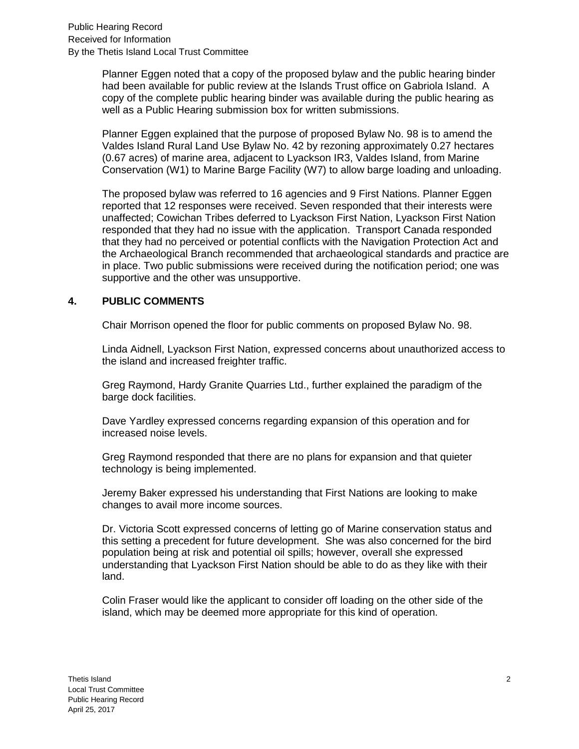Planner Eggen noted that a copy of the proposed bylaw and the public hearing binder had been available for public review at the Islands Trust office on Gabriola Island. A copy of the complete public hearing binder was available during the public hearing as well as a Public Hearing submission box for written submissions.

Planner Eggen explained that the purpose of proposed Bylaw No. 98 is to amend the Valdes Island Rural Land Use Bylaw No. 42 by rezoning approximately 0.27 hectares (0.67 acres) of marine area, adjacent to Lyackson IR3, Valdes Island, from Marine Conservation (W1) to Marine Barge Facility (W7) to allow barge loading and unloading.

The proposed bylaw was referred to 16 agencies and 9 First Nations. Planner Eggen reported that 12 responses were received. Seven responded that their interests were unaffected; Cowichan Tribes deferred to Lyackson First Nation, Lyackson First Nation responded that they had no issue with the application. Transport Canada responded that they had no perceived or potential conflicts with the Navigation Protection Act and the Archaeological Branch recommended that archaeological standards and practice are in place. Two public submissions were received during the notification period; one was supportive and the other was unsupportive.

## 4. PUBLIC COMMENTS

Chair Morrison opened the floor for public comments on proposed Bylaw No. 98.

Linda Aidnell, Lyackson First Nation, expressed concerns about unauthorized access to the island and increased freighter traffic.

Greg Raymond, Hardy Granite Quarries Ltd., further explained the paradigm of the barge dock facilities.

Dave Yardley expressed concerns regarding expansion of this operation and for increased noise levels.

Greg Raymond responded that there are no plans for expansion and that quieter technology is being implemented.

Jeremy Baker expressed his understanding that First Nations are looking to make changes to avail more income sources.

Dr. Victoria Scott expressed concerns of letting go of Marine conservation status and this setting a precedent for future development. She was also concerned for the bird population being at risk and potential oil spills; however, overall she expressed understanding that Lyackson First Nation should be able to do as they like with their land.

Colin Fraser would like the applicant to consider off loading on the other side of the island, which may be deemed more appropriate for this kind of operation.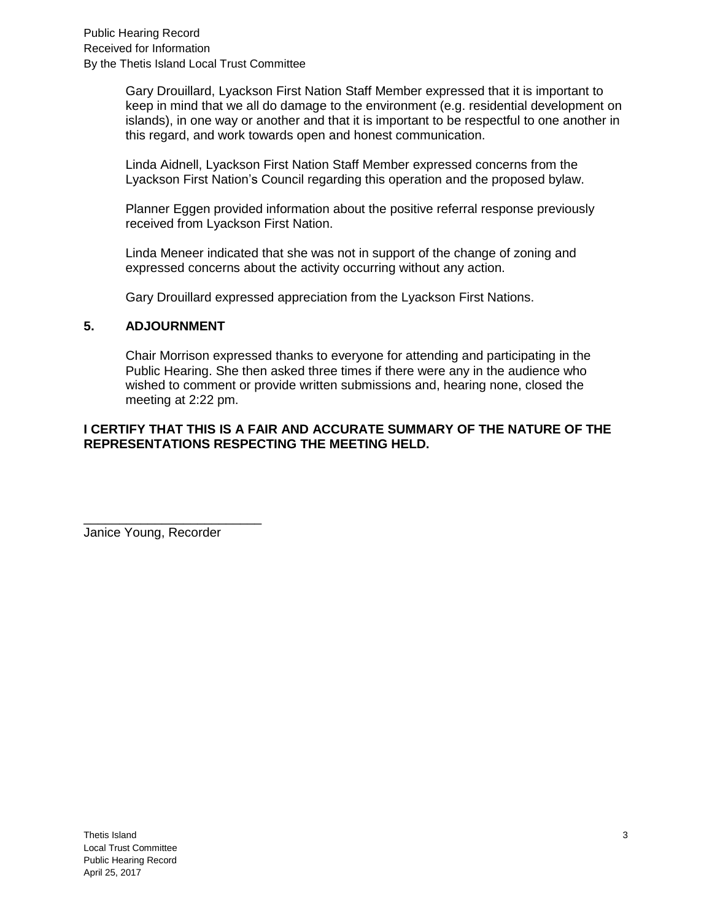Gary Drouillard, Lyackson First Nation Staff Member expressed that it is important to keep in mind that we all do damage to the environment (e.g. residential development on islands), in one way or another and that it is important to be respectful to one another in this regard, and work towards open and honest communication.

Linda Aidnell, Lyackson First Nation Staff Member expressed concerns from the Lyackson First Nation's Council regarding this operation and the proposed bylaw.

Planner Eggen provided information about the positive referral response previously received from Lyackson First Nation.

Linda Meneer indicated that she was not in support of the change of zoning and expressed concerns about the activity occurring without any action.

Gary Drouillard expressed appreciation from the Lyackson First Nations.

## 5. ADJOURNMENT

Chair Morrison expressed thanks to everyone for attending and participating in the Public Hearing. She then asked three times if there were any in the audience who wished to comment or provide written submissions and, hearing none, closed the meeting at 2:22 pm.

**I CERTIFY THAT THIS IS A FAIR AND ACCURATE SUMMARY OF THE NATURE OF THE REPRESENTATIONS RESPECTING THE MEETING HELD.**

\_\_\_\_\_\_\_\_\_\_\_\_\_\_\_\_\_\_\_\_\_\_\_\_\_\_

Janice Young, Recorder